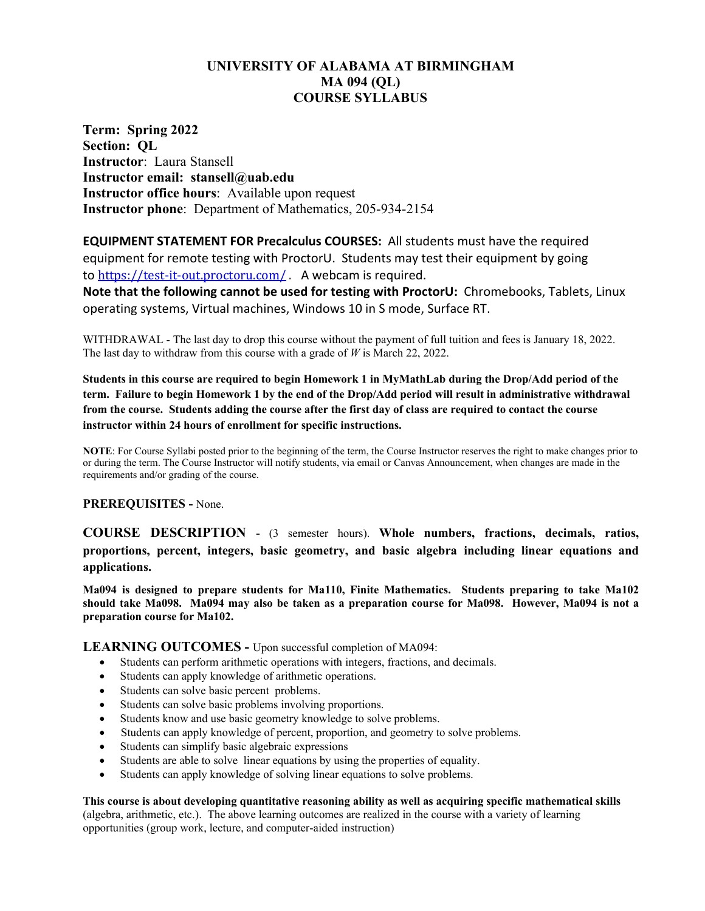# UNIVERSITY OF ALABAMA AT BIRMINGHAM
# MA 094 (QL)
# COURSE SYLLABUS

**Term: Spring 2022**
**Section: QL**
**Instructor**: Laura Stansell
**Instructor email: stansell@uab.edu**
**Instructor office hours**: Available upon request
**Instructor phone**: Department of Mathematics, 205-934-2154

**EQUIPMENT STATEMENT FOR Precalculus COURSES:** All students must have the required equipment for remote testing with ProctorU. Students may test their equipment by going to [https://test-it-out.proctoru.com/](https://test-it-out.proctoru.com/). A webcam is required.
**Note that the following cannot be used for testing with ProctorU:** Chromebooks, Tablets, Linux operating systems, Virtual machines, Windows 10 in S mode, Surface RT.

WITHDRAWAL - The last day to drop this course without the payment of full tuition and fees is January 18, 2022. The last day to withdraw from this course with a grade of *W* is March 22, 2022.

**Students in this course are required to begin Homework 1 in MyMathLab during the Drop/Add period of the term. Failure to begin Homework 1 by the end of the Drop/Add period will result in administrative withdrawal from the course. Students adding the course after the first day of class are required to contact the course instructor within 24 hours of enrollment for specific instructions.**

**NOTE**: For Course Syllabi posted prior to the beginning of the term, the Course Instructor reserves the right to make changes prior to or during the term. The Course Instructor will notify students, via email or Canvas Announcement, when changes are made in the requirements and/or grading of the course.

**PREREQUISITES -** None.

**COURSE DESCRIPTION -** (3 semester hours). **Whole numbers, fractions, decimals, ratios, proportions, percent, integers, basic geometry, and basic algebra including linear equations and applications.**

**Ma094 is designed to prepare students for Ma110, Finite Mathematics. Students preparing to take Ma102 should take Ma098. Ma094 may also be taken as a preparation course for Ma098. However, Ma094 is not a preparation course for Ma102.**

**LEARNING OUTCOMES -** Upon successful completion of MA094:

- Students can perform arithmetic operations with integers, fractions, and decimals.
- Students can apply knowledge of arithmetic operations.
- Students can solve basic percent problems.
- Students can solve basic problems involving proportions.
- Students know and use basic geometry knowledge to solve problems.
- Students can apply knowledge of percent, proportion, and geometry to solve problems.
- Students can simplify basic algebraic expressions
- Students are able to solve linear equations by using the properties of equality.
- Students can apply knowledge of solving linear equations to solve problems.

**This course is about developing quantitative reasoning ability as well as acquiring specific mathematical skills** (algebra, arithmetic, etc.). The above learning outcomes are realized in the course with a variety of learning opportunities (group work, lecture, and computer-aided instruction)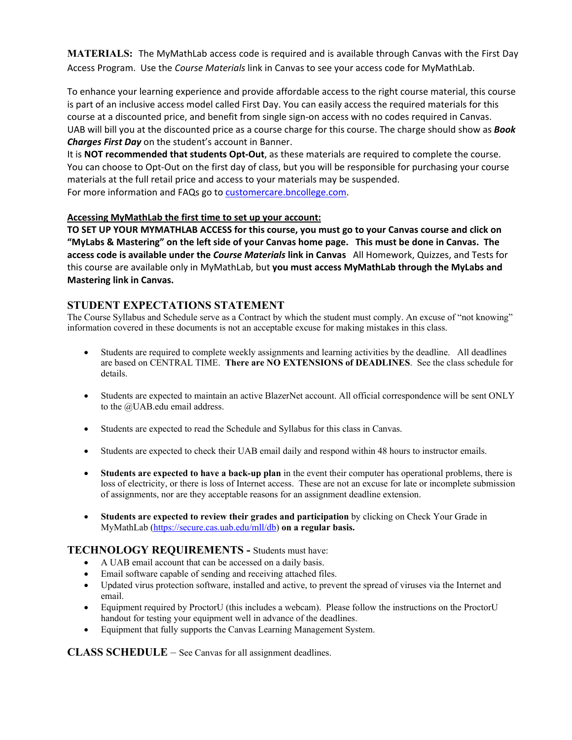**MATERIALS:** The MyMathLab access code is required and is available through Canvas with the First Day Access Program. Use the *Course Materials* link in Canvas to see your access code for MyMathLab.

To enhance your learning experience and provide affordable access to the right course material, this course is part of an inclusive access model called First Day. You can easily access the required materials for this course at a discounted price, and benefit from single sign-on access with no codes required in Canvas. UAB will bill you at the discounted price as a course charge for this course. The charge should show as ***Book Charges First Day*** on the student's account in Banner.
It is **NOT recommended that students Opt-Out**, as these materials are required to complete the course. You can choose to Opt-Out on the first day of class, but you will be responsible for purchasing your course materials at the full retail price and access to your materials may be suspended.
For more information and FAQs go to [customercare.bncollege.com](customercare.bncollege.com).

**Accessing MyMathLab the first time to set up your account:**
**TO SET UP YOUR MYMATHLAB ACCESS for this course, you must go to your Canvas course and click on "MyLabs & Mastering" on the left side of your Canvas home page. This must be done in Canvas. The access code is available under the *Course Materials* link in Canvas** All Homework, Quizzes, and Tests for this course are available only in MyMathLab, but **you must access MyMathLab through the MyLabs and Mastering link in Canvas.**

## STUDENT EXPECTATIONS STATEMENT

The Course Syllabus and Schedule serve as a Contract by which the student must comply. An excuse of "not knowing" information covered in these documents is not an acceptable excuse for making mistakes in this class.

- Students are required to complete weekly assignments and learning activities by the deadline. All deadlines are based on CENTRAL TIME. **There are NO EXTENSIONS of DEADLINES**. See the class schedule for details.
- Students are expected to maintain an active BlazerNet account. All official correspondence will be sent ONLY to the @UAB.edu email address.
- Students are expected to read the Schedule and Syllabus for this class in Canvas.
- Students are expected to check their UAB email daily and respond within 48 hours to instructor emails.
- **Students are expected to have a back-up plan** in the event their computer has operational problems, there is loss of electricity, or there is loss of Internet access. These are not an excuse for late or incomplete submission of assignments, nor are they acceptable reasons for an assignment deadline extension.
- **Students are expected to review their grades and participation** by clicking on Check Your Grade in MyMathLab ([https://secure.cas.uab.edu/mll/db](https://secure.cas.uab.edu/mll/db)) **on a regular basis.**

## TECHNOLOGY REQUIREMENTS - Students must have:

- A UAB email account that can be accessed on a daily basis.
- Email software capable of sending and receiving attached files.
- Updated virus protection software, installed and active, to prevent the spread of viruses via the Internet and email.
- Equipment required by ProctorU (this includes a webcam). Please follow the instructions on the ProctorU handout for testing your equipment well in advance of the deadlines.
- Equipment that fully supports the Canvas Learning Management System.

## CLASS SCHEDULE – See Canvas for all assignment deadlines.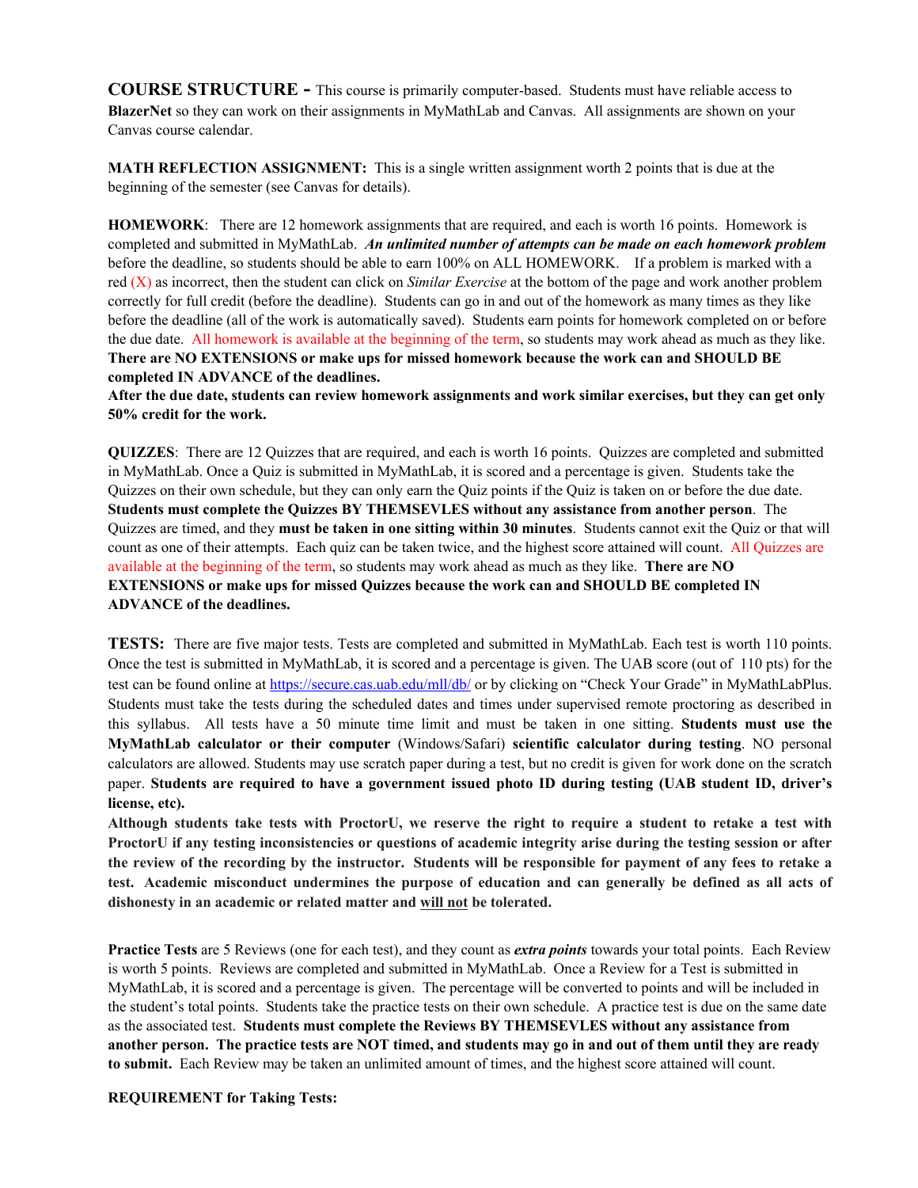**COURSE STRUCTURE -** This course is primarily computer-based. Students must have reliable access to **BlazerNet** so they can work on their assignments in MyMathLab and Canvas. All assignments are shown on your Canvas course calendar.

**MATH REFLECTION ASSIGNMENT:** This is a single written assignment worth 2 points that is due at the beginning of the semester (see Canvas for details).

**HOMEWORK**: There are 12 homework assignments that are required, and each is worth 16 points. Homework is completed and submitted in MyMathLab. ***An unlimited number of attempts can be made on each homework problem*** before the deadline, so students should be able to earn 100% on ALL HOMEWORK. If a problem is marked with a red (X) as incorrect, then the student can click on *Similar Exercise* at the bottom of the page and work another problem correctly for full credit (before the deadline). Students can go in and out of the homework as many times as they like before the deadline (all of the work is automatically saved). Students earn points for homework completed on or before the due date. All homework is available at the beginning of the term, so students may work ahead as much as they like. **There are NO EXTENSIONS or make ups for missed homework because the work can and SHOULD BE completed IN ADVANCE of the deadlines.**

**After the due date, students can review homework assignments and work similar exercises, but they can get only 50% credit for the work.**

**QUIZZES**: There are 12 Quizzes that are required, and each is worth 16 points. Quizzes are completed and submitted in MyMathLab. Once a Quiz is submitted in MyMathLab, it is scored and a percentage is given. Students take the Quizzes on their own schedule, but they can only earn the Quiz points if the Quiz is taken on or before the due date. **Students must complete the Quizzes BY THEMSEVLES without any assistance from another person**. The Quizzes are timed, and they **must be taken in one sitting within 30 minutes**. Students cannot exit the Quiz or that will count as one of their attempts. Each quiz can be taken twice, and the highest score attained will count. All Quizzes are available at the beginning of the term, so students may work ahead as much as they like. **There are NO EXTENSIONS or make ups for missed Quizzes because the work can and SHOULD BE completed IN ADVANCE of the deadlines.**

**TESTS:** There are five major tests. Tests are completed and submitted in MyMathLab. Each test is worth 110 points. Once the test is submitted in MyMathLab, it is scored and a percentage is given. The UAB score (out of 110 pts) for the test can be found online at https://secure.cas.uab.edu/mll/db/ or by clicking on "Check Your Grade" in MyMathLabPlus. Students must take the tests during the scheduled dates and times under supervised remote proctoring as described in this syllabus. All tests have a 50 minute time limit and must be taken in one sitting. **Students must use the MyMathLab calculator or their computer** (Windows/Safari) **scientific calculator during testing**. NO personal calculators are allowed. Students may use scratch paper during a test, but no credit is given for work done on the scratch paper. **Students are required to have a government issued photo ID during testing (UAB student ID, driver's license, etc).**

**Although students take tests with ProctorU, we reserve the right to require a student to retake a test with ProctorU if any testing inconsistencies or questions of academic integrity arise during the testing session or after the review of the recording by the instructor. Students will be responsible for payment of any fees to retake a test. Academic misconduct undermines the purpose of education and can generally be defined as all acts of dishonesty in an academic or related matter and <u>will not</u> be tolerated.**

**Practice Tests** are 5 Reviews (one for each test), and they count as ***extra points*** towards your total points. Each Review is worth 5 points. Reviews are completed and submitted in MyMathLab. Once a Review for a Test is submitted in MyMathLab, it is scored and a percentage is given. The percentage will be converted to points and will be included in the student's total points. Students take the practice tests on their own schedule. A practice test is due on the same date as the associated test. **Students must complete the Reviews BY THEMSEVLES without any assistance from another person. The practice tests are NOT timed, and students may go in and out of them until they are ready to submit.** Each Review may be taken an unlimited amount of times, and the highest score attained will count.

**REQUIREMENT for Taking Tests:**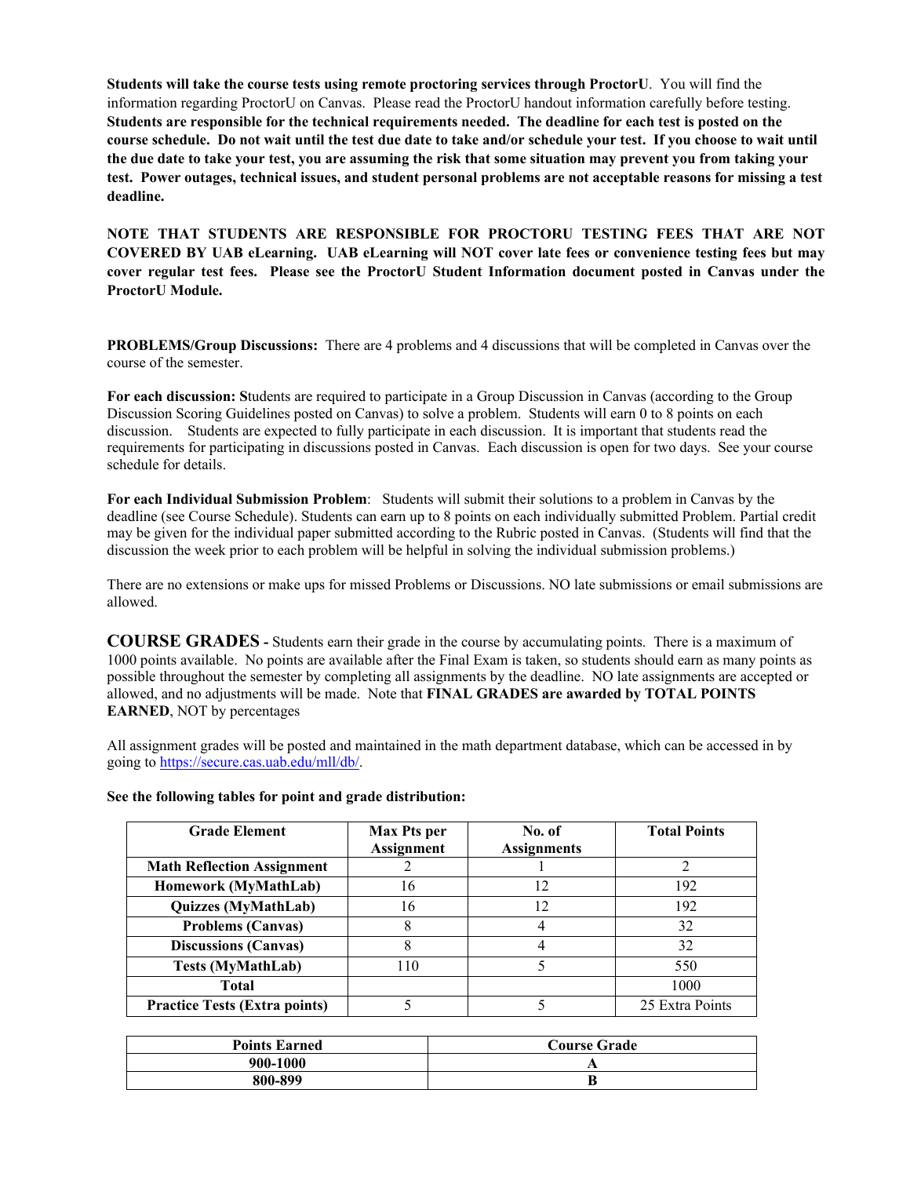**Students will take the course tests using remote proctoring services through ProctorU**. You will find the information regarding ProctorU on Canvas. Please read the ProctorU handout information carefully before testing. **Students are responsible for the technical requirements needed. The deadline for each test is posted on the course schedule. Do not wait until the test due date to take and/or schedule your test. If you choose to wait until the due date to take your test, you are assuming the risk that some situation may prevent you from taking your test. Power outages, technical issues, and student personal problems are not acceptable reasons for missing a test deadline.**

**NOTE THAT STUDENTS ARE RESPONSIBLE FOR PROCTORU TESTING FEES THAT ARE NOT COVERED BY UAB eLearning. UAB eLearning will NOT cover late fees or convenience testing fees but may cover regular test fees. Please see the ProctorU Student Information document posted in Canvas under the ProctorU Module.**

**PROBLEMS/Group Discussions:** There are 4 problems and 4 discussions that will be completed in Canvas over the course of the semester.

**For each discussion: S**tudents are required to participate in a Group Discussion in Canvas (according to the Group Discussion Scoring Guidelines posted on Canvas) to solve a problem. Students will earn 0 to 8 points on each discussion. Students are expected to fully participate in each discussion. It is important that students read the requirements for participating in discussions posted in Canvas. Each discussion is open for two days. See your course schedule for details.

**For each Individual Submission Problem**: Students will submit their solutions to a problem in Canvas by the deadline (see Course Schedule). Students can earn up to 8 points on each individually submitted Problem. Partial credit may be given for the individual paper submitted according to the Rubric posted in Canvas. (Students will find that the discussion the week prior to each problem will be helpful in solving the individual submission problems.)

There are no extensions or make ups for missed Problems or Discussions. NO late submissions or email submissions are allowed.

**COURSE GRADES -** Students earn their grade in the course by accumulating points. There is a maximum of 1000 points available. No points are available after the Final Exam is taken, so students should earn as many points as possible throughout the semester by completing all assignments by the deadline. NO late assignments are accepted or allowed, and no adjustments will be made. Note that **FINAL GRADES are awarded by TOTAL POINTS EARNED**, NOT by percentages

All assignment grades will be posted and maintained in the math department database, which can be accessed in by going to https://secure.cas.uab.edu/mll/db/.

**See the following tables for point and grade distribution:**

| Grade Element | Max Pts per Assignment | No. of Assignments | Total Points |
|---|---|---|---|
| Math Reflection Assignment | 2 | 1 | 2 |
| Homework (MyMathLab) | 16 | 12 | 192 |
| Quizzes (MyMathLab) | 16 | 12 | 192 |
| Problems (Canvas) | 8 | 4 | 32 |
| Discussions (Canvas) | 8 | 4 | 32 |
| Tests (MyMathLab) | 110 | 5 | 550 |
| Total | | | 1000 |
| Practice Tests (Extra points) | 5 | 5 | 25 Extra Points |

| Points Earned | Course Grade |
|---|---|
| 900-1000 | A |
| 800-899 | B |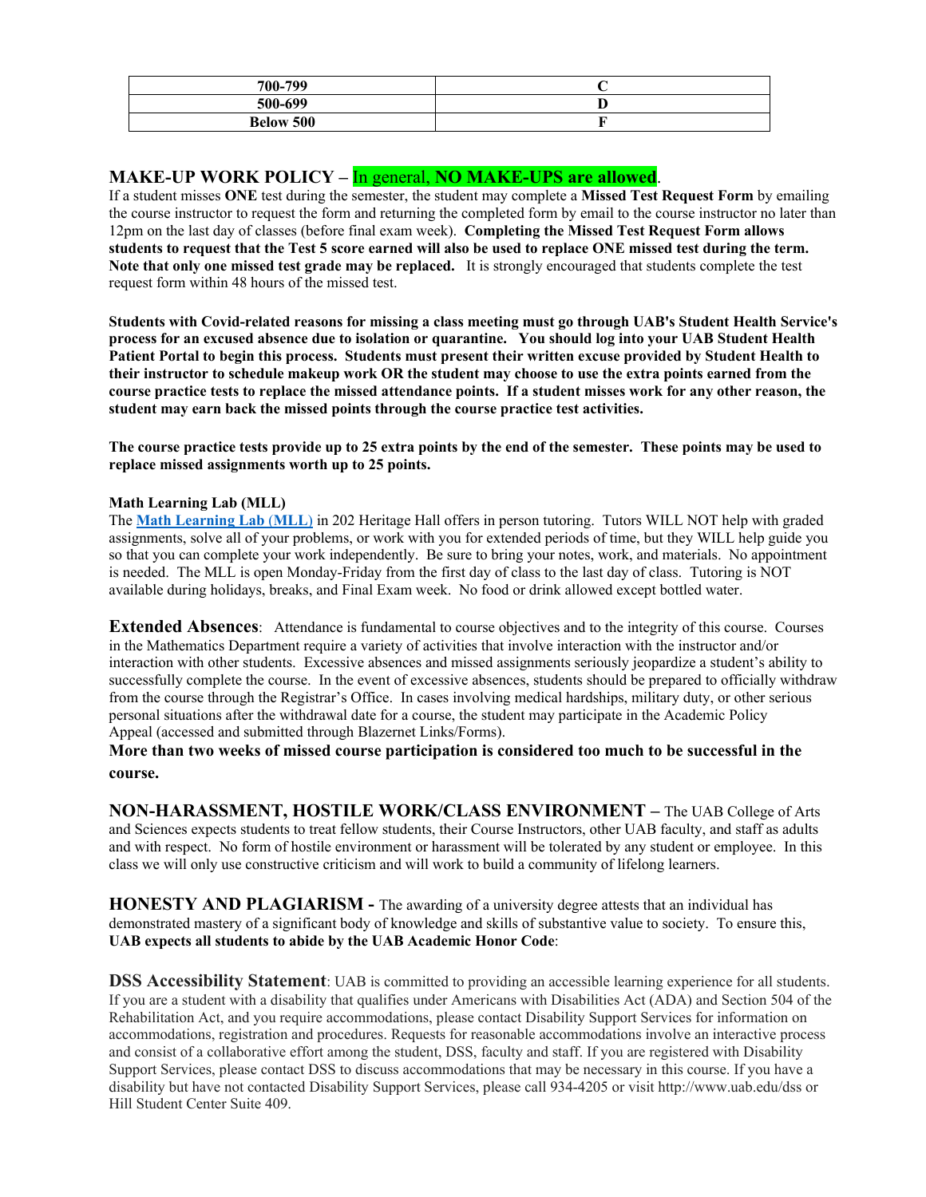| 700-799 | C |
|---|---|
| 500-699 | D |
| Below 500 | F |

## MAKE-UP WORK POLICY – In general, **NO MAKE-UPS are allowed**.

If a student misses **ONE** test during the semester, the student may complete a **Missed Test Request Form** by emailing the course instructor to request the form and returning the completed form by email to the course instructor no later than 12pm on the last day of classes (before final exam week). **Completing the Missed Test Request Form allows students to request that the Test 5 score earned will also be used to replace ONE missed test during the term. Note that only one missed test grade may be replaced.** It is strongly encouraged that students complete the test request form within 48 hours of the missed test.

**Students with Covid-related reasons for missing a class meeting must go through UAB's Student Health Service's process for an excused absence due to isolation or quarantine. You should log into your UAB Student Health Patient Portal to begin this process. Students must present their written excuse provided by Student Health to their instructor to schedule makeup work OR the student may choose to use the extra points earned from the course practice tests to replace the missed attendance points. If a student misses work for any other reason, the student may earn back the missed points through the course practice test activities.**

**The course practice tests provide up to 25 extra points by the end of the semester. These points may be used to replace missed assignments worth up to 25 points.**

**Math Learning Lab (MLL)**

The **Math Learning Lab (MLL)** in 202 Heritage Hall offers in person tutoring. Tutors WILL NOT help with graded assignments, solve all of your problems, or work with you for extended periods of time, but they WILL help guide you so that you can complete your work independently. Be sure to bring your notes, work, and materials. No appointment is needed. The MLL is open Monday-Friday from the first day of class to the last day of class. Tutoring is NOT available during holidays, breaks, and Final Exam week. No food or drink allowed except bottled water.

**Extended Absences**: Attendance is fundamental to course objectives and to the integrity of this course. Courses in the Mathematics Department require a variety of activities that involve interaction with the instructor and/or interaction with other students. Excessive absences and missed assignments seriously jeopardize a student's ability to successfully complete the course. In the event of excessive absences, students should be prepared to officially withdraw from the course through the Registrar's Office. In cases involving medical hardships, military duty, or other serious personal situations after the withdrawal date for a course, the student may participate in the Academic Policy Appeal (accessed and submitted through Blazernet Links/Forms).

**More than two weeks of missed course participation is considered too much to be successful in the course.**

**NON-HARASSMENT, HOSTILE WORK/CLASS ENVIRONMENT –** The UAB College of Arts and Sciences expects students to treat fellow students, their Course Instructors, other UAB faculty, and staff as adults and with respect. No form of hostile environment or harassment will be tolerated by any student or employee. In this class we will only use constructive criticism and will work to build a community of lifelong learners.

**HONESTY AND PLAGIARISM -** The awarding of a university degree attests that an individual has demonstrated mastery of a significant body of knowledge and skills of substantive value to society. To ensure this, **UAB expects all students to abide by the UAB Academic Honor Code**:

**DSS Accessibility Statement**: UAB is committed to providing an accessible learning experience for all students. If you are a student with a disability that qualifies under Americans with Disabilities Act (ADA) and Section 504 of the Rehabilitation Act, and you require accommodations, please contact Disability Support Services for information on accommodations, registration and procedures. Requests for reasonable accommodations involve an interactive process and consist of a collaborative effort among the student, DSS, faculty and staff. If you are registered with Disability Support Services, please contact DSS to discuss accommodations that may be necessary in this course. If you have a disability but have not contacted Disability Support Services, please call 934-4205 or visit http://www.uab.edu/dss or Hill Student Center Suite 409.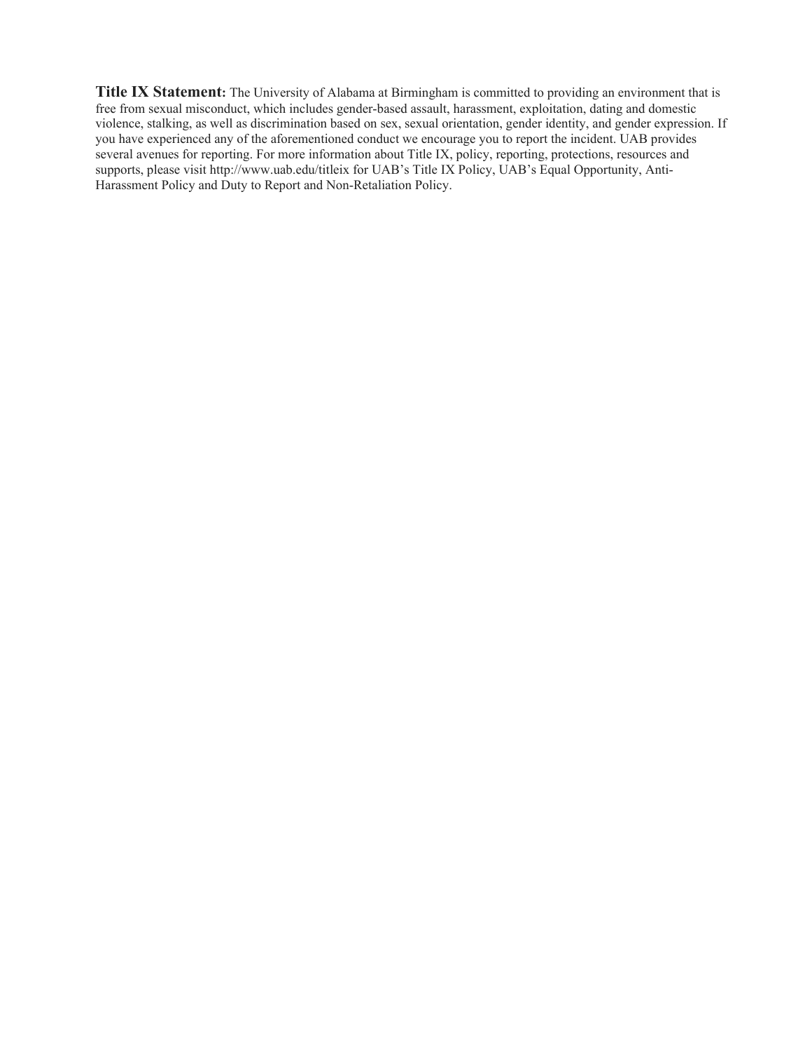**Title IX Statement:** The University of Alabama at Birmingham is committed to providing an environment that is free from sexual misconduct, which includes gender-based assault, harassment, exploitation, dating and domestic violence, stalking, as well as discrimination based on sex, sexual orientation, gender identity, and gender expression. If you have experienced any of the aforementioned conduct we encourage you to report the incident. UAB provides several avenues for reporting. For more information about Title IX, policy, reporting, protections, resources and supports, please visit http://www.uab.edu/titleix for UAB's Title IX Policy, UAB's Equal Opportunity, Anti-Harassment Policy and Duty to Report and Non-Retaliation Policy.